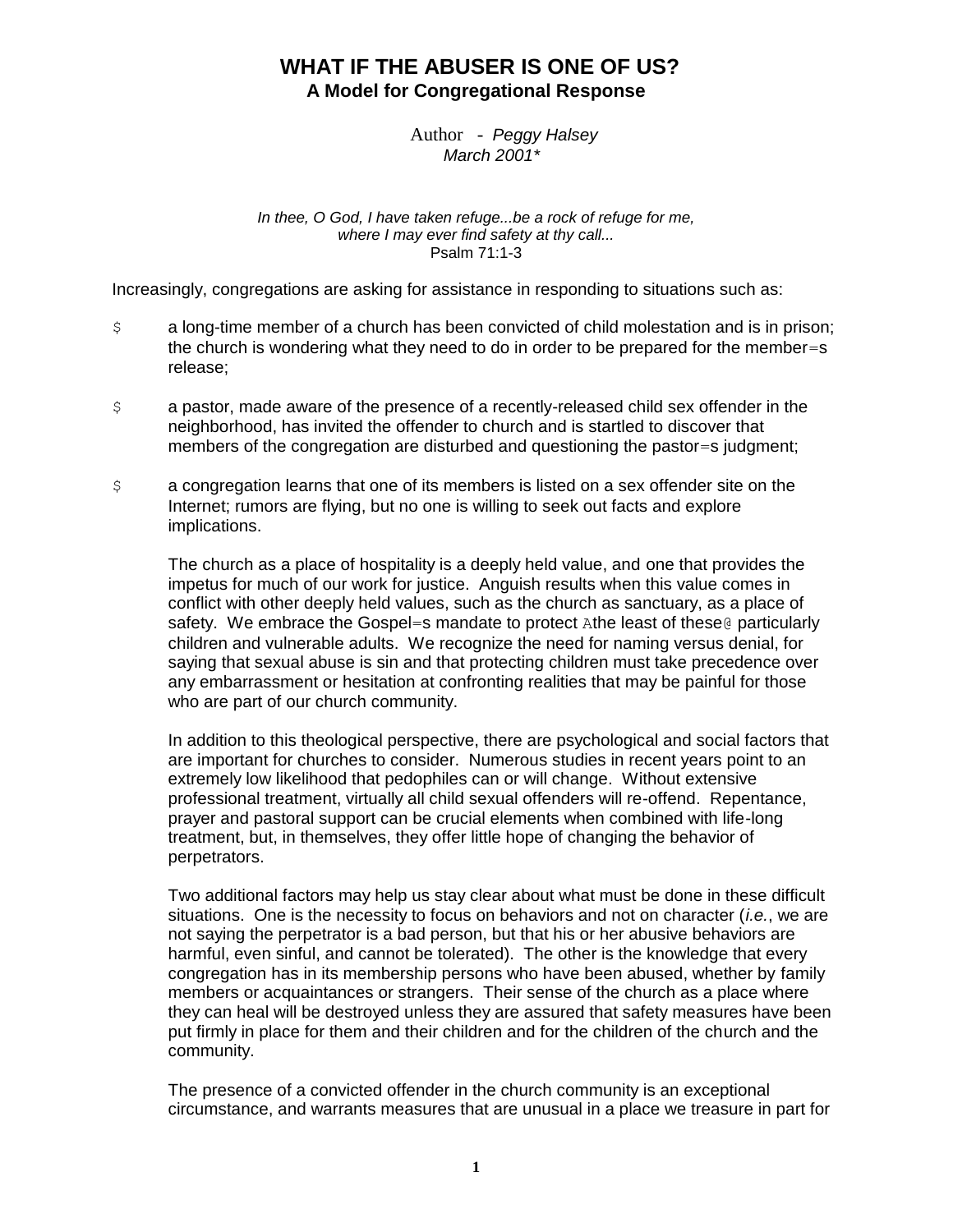# WHAT IF THE ABUSER IS ONE OF US?

## A Model for Congregational Response

Author - *Peggy Halsey*
*March 2001**

*In thee, O God, I have taken refuge...be a rock of refuge for me,*
*where I may ever find safety at thy call...*
Psalm 71:1-3

Increasingly, congregations are asking for assistance in responding to situations such as:

- a long-time member of a church has been convicted of child molestation and is in prison; the church is wondering what they need to do in order to be prepared for the member=s release;
- a pastor, made aware of the presence of a recently-released child sex offender in the neighborhood, has invited the offender to church and is startled to discover that members of the congregation are disturbed and questioning the pastor=s judgment;
- a congregation learns that one of its members is listed on a sex offender site on the Internet; rumors are flying, but no one is willing to seek out facts and explore implications.

The church as a place of hospitality is a deeply held value, and one that provides the impetus for much of our work for justice. Anguish results when this value comes in conflict with other deeply held values, such as the church as sanctuary, as a place of safety. We embrace the Gospel=s mandate to protect Athe least of these@ particularly children and vulnerable adults. We recognize the need for naming versus denial, for saying that sexual abuse is sin and that protecting children must take precedence over any embarrassment or hesitation at confronting realities that may be painful for those who are part of our church community.

In addition to this theological perspective, there are psychological and social factors that are important for churches to consider. Numerous studies in recent years point to an extremely low likelihood that pedophiles can or will change. Without extensive professional treatment, virtually all child sexual offenders will re-offend. Repentance, prayer and pastoral support can be crucial elements when combined with life-long treatment, but, in themselves, they offer little hope of changing the behavior of perpetrators.

Two additional factors may help us stay clear about what must be done in these difficult situations. One is the necessity to focus on behaviors and not on character (*i.e.*, we are not saying the perpetrator is a bad person, but that his or her abusive behaviors are harmful, even sinful, and cannot be tolerated). The other is the knowledge that every congregation has in its membership persons who have been abused, whether by family members or acquaintances or strangers. Their sense of the church as a place where they can heal will be destroyed unless they are assured that safety measures have been put firmly in place for them and their children and for the children of the church and the community.

The presence of a convicted offender in the church community is an exceptional circumstance, and warrants measures that are unusual in a place we treasure in part for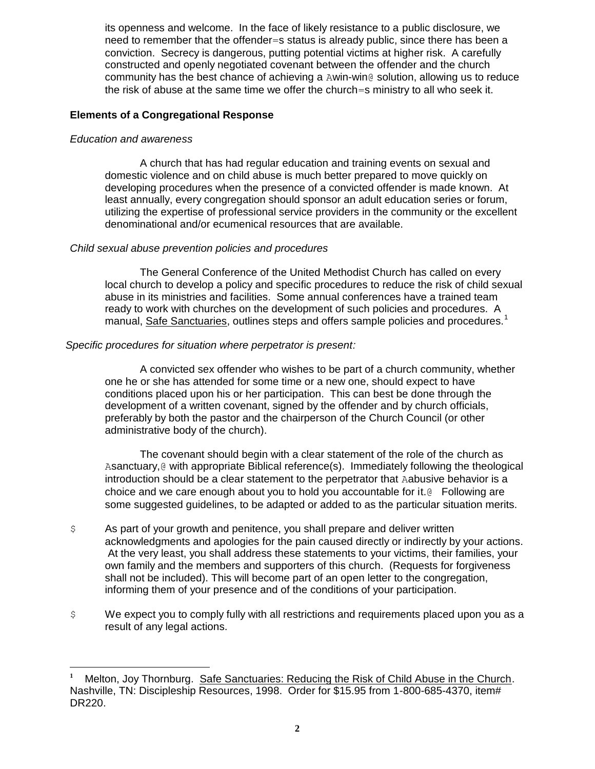its openness and welcome. In the face of likely resistance to a public disclosure, we need to remember that the offender=s status is already public, since there has been a conviction. Secrecy is dangerous, putting potential victims at higher risk. A carefully constructed and openly negotiated covenant between the offender and the church community has the best chance of achieving a Awin-win@ solution, allowing us to reduce the risk of abuse at the same time we offer the church=s ministry to all who seek it.

## Elements of a Congregational Response

*Education and awareness*

A church that has had regular education and training events on sexual and domestic violence and on child abuse is much better prepared to move quickly on developing procedures when the presence of a convicted offender is made known. At least annually, every congregation should sponsor an adult education series or forum, utilizing the expertise of professional service providers in the community or the excellent denominational and/or ecumenical resources that are available.

*Child sexual abuse prevention policies and procedures*

The General Conference of the United Methodist Church has called on every local church to develop a policy and specific procedures to reduce the risk of child sexual abuse in its ministries and facilities. Some annual conferences have a trained team ready to work with churches on the development of such policies and procedures. A manual, <u>Safe Sanctuaries</u>, outlines steps and offers sample policies and procedures.[1]

*Specific procedures for situation where perpetrator is present:*

A convicted sex offender who wishes to be part of a church community, whether one he or she has attended for some time or a new one, should expect to have conditions placed upon his or her participation. This can best be done through the development of a written covenant, signed by the offender and by church officials, preferably by both the pastor and the chairperson of the Church Council (or other administrative body of the church).

The covenant should begin with a clear statement of the role of the church as Asanctuary,@ with appropriate Biblical reference(s). Immediately following the theological introduction should be a clear statement to the perpetrator that Aabusive behavior is a choice and we care enough about you to hold you accountable for it.@ Following are some suggested guidelines, to be adapted or added to as the particular situation merits.

- As part of your growth and penitence, you shall prepare and deliver written acknowledgments and apologies for the pain caused directly or indirectly by your actions. At the very least, you shall address these statements to your victims, their families, your own family and the members and supporters of this church. (Requests for forgiveness shall not be included). This will become part of an open letter to the congregation, informing them of your presence and of the conditions of your participation.

- We expect you to comply fully with all restrictions and requirements placed upon you as a result of any legal actions.

---

[1] Melton, Joy Thornburg. <u>Safe Sanctuaries: Reducing the Risk of Child Abuse in the Church</u>. Nashville, TN: Discipleship Resources, 1998. Order for $15.95 from 1-800-685-4370, item# DR220.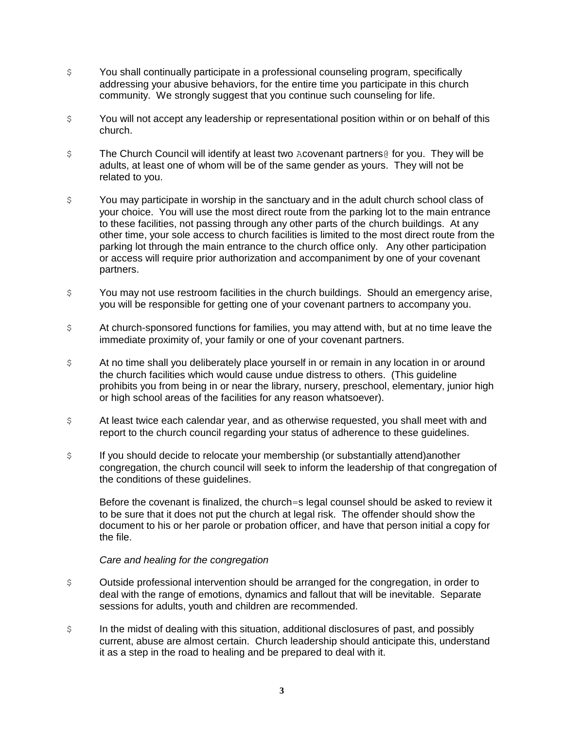- You shall continually participate in a professional counseling program, specifically addressing your abusive behaviors, for the entire time you participate in this church community. We strongly suggest that you continue such counseling for life.

- You will not accept any leadership or representational position within or on behalf of this church.

- The Church Council will identify at least two Acovenant partners@ for you. They will be adults, at least one of whom will be of the same gender as yours. They will not be related to you.

- You may participate in worship in the sanctuary and in the adult church school class of your choice. You will use the most direct route from the parking lot to the main entrance to these facilities, not passing through any other parts of the church buildings. At any other time, your sole access to church facilities is limited to the most direct route from the parking lot through the main entrance to the church office only. Any other participation or access will require prior authorization and accompaniment by one of your covenant partners.

- You may not use restroom facilities in the church buildings. Should an emergency arise, you will be responsible for getting one of your covenant partners to accompany you.

- At church-sponsored functions for families, you may attend with, but at no time leave the immediate proximity of, your family or one of your covenant partners.

- At no time shall you deliberately place yourself in or remain in any location in or around the church facilities which would cause undue distress to others. (This guideline prohibits you from being in or near the library, nursery, preschool, elementary, junior high or high school areas of the facilities for any reason whatsoever).

- At least twice each calendar year, and as otherwise requested, you shall meet with and report to the church council regarding your status of adherence to these guidelines.

- If you should decide to relocate your membership (or substantially attend)another congregation, the church council will seek to inform the leadership of that congregation of the conditions of these guidelines.

  Before the covenant is finalized, the church=s legal counsel should be asked to review it to be sure that it does not put the church at legal risk. The offender should show the document to his or her parole or probation officer, and have that person initial a copy for the file.

*Care and healing for the congregation*

- Outside professional intervention should be arranged for the congregation, in order to deal with the range of emotions, dynamics and fallout that will be inevitable. Separate sessions for adults, youth and children are recommended.

- In the midst of dealing with this situation, additional disclosures of past, and possibly current, abuse are almost certain. Church leadership should anticipate this, understand it as a step in the road to healing and be prepared to deal with it.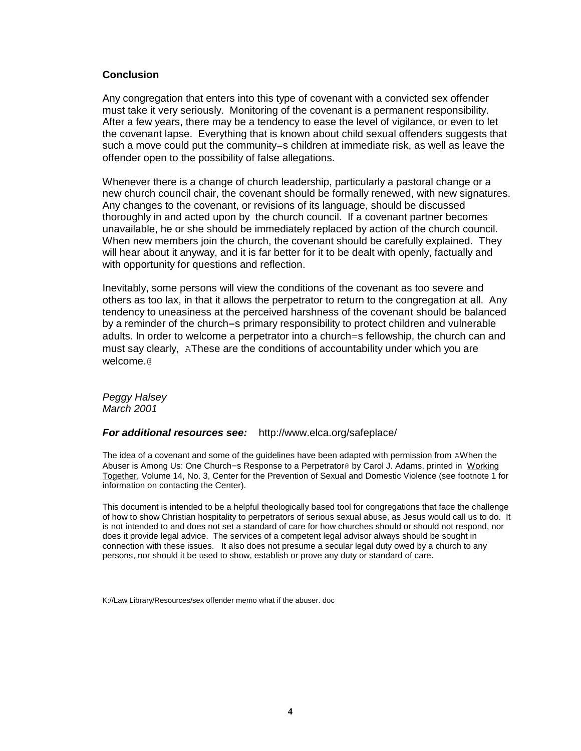## Conclusion

Any congregation that enters into this type of covenant with a convicted sex offender must take it very seriously. Monitoring of the covenant is a permanent responsibility. After a few years, there may be a tendency to ease the level of vigilance, or even to let the covenant lapse. Everything that is known about child sexual offenders suggests that such a move could put the community=s children at immediate risk, as well as leave the offender open to the possibility of false allegations.

Whenever there is a change of church leadership, particularly a pastoral change or a new church council chair, the covenant should be formally renewed, with new signatures. Any changes to the covenant, or revisions of its language, should be discussed thoroughly in and acted upon by the church council. If a covenant partner becomes unavailable, he or she should be immediately replaced by action of the church council. When new members join the church, the covenant should be carefully explained. They will hear about it anyway, and it is far better for it to be dealt with openly, factually and with opportunity for questions and reflection.

Inevitably, some persons will view the conditions of the covenant as too severe and others as too lax, in that it allows the perpetrator to return to the congregation at all. Any tendency to uneasiness at the perceived harshness of the covenant should be balanced by a reminder of the church=s primary responsibility to protect children and vulnerable adults. In order to welcome a perpetrator into a church=s fellowship, the church can and must say clearly, AThese are the conditions of accountability under which you are welcome.@

*Peggy Halsey*
*March 2001*

***For additional resources see:*** http://www.elca.org/safeplace/

The idea of a covenant and some of the guidelines have been adapted with permission from AWhen the Abuser is Among Us: One Church=s Response to a Perpetrator@ by Carol J. Adams, printed in Working Together, Volume 14, No. 3, Center for the Prevention of Sexual and Domestic Violence (see footnote 1 for information on contacting the Center).

This document is intended to be a helpful theologically based tool for congregations that face the challenge of how to show Christian hospitality to perpetrators of serious sexual abuse, as Jesus would call us to do. It is not intended to and does not set a standard of care for how churches should or should not respond, nor does it provide legal advice. The services of a competent legal advisor always should be sought in connection with these issues. It also does not presume a secular legal duty owed by a church to any persons, nor should it be used to show, establish or prove any duty or standard of care.

K://Law Library/Resources/sex offender memo what if the abuser. doc